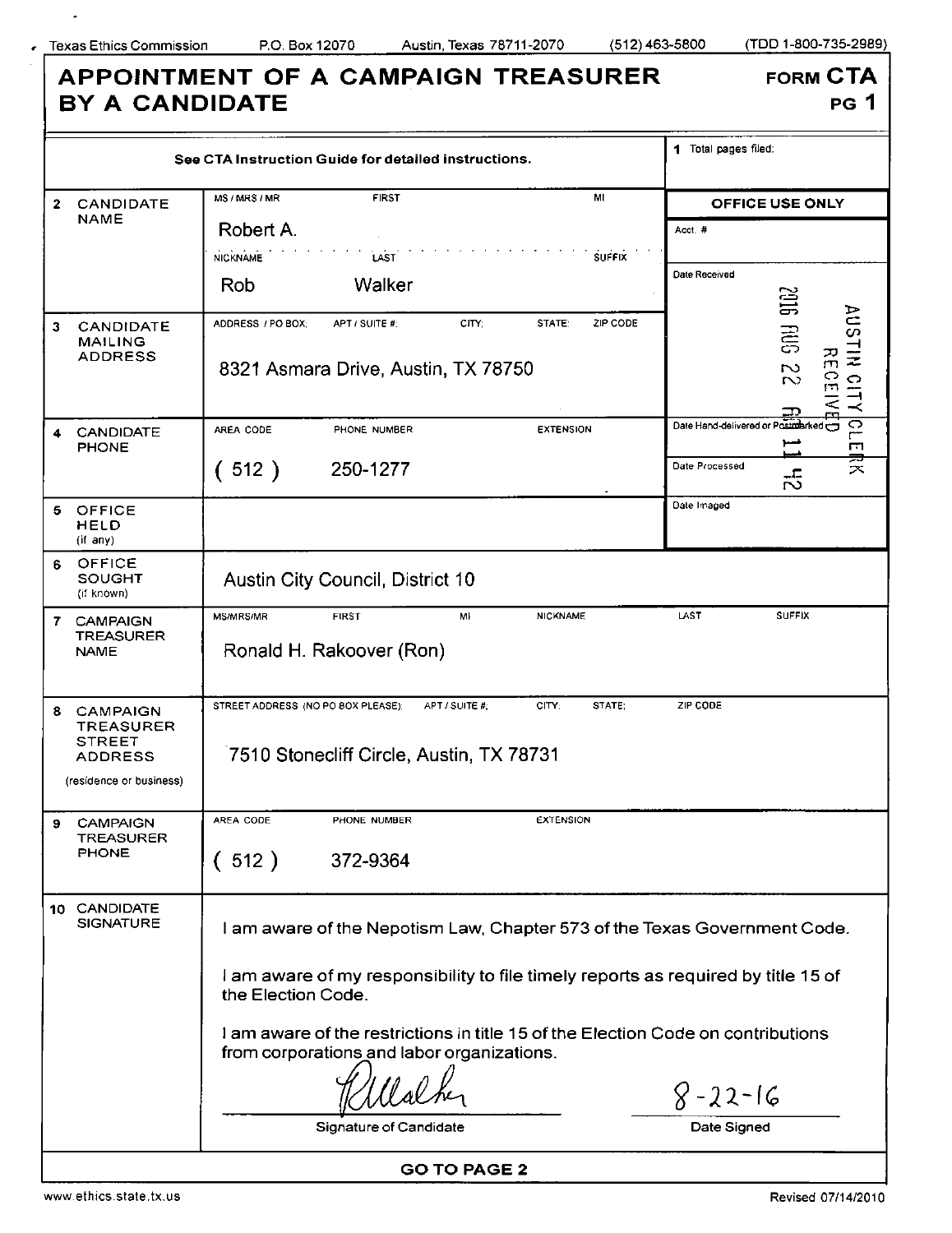Texas Ethics Commission P.O. Box 12070 Austin, Texas 78711-2070 (512) 463-5800 (TDD 1-800-735-2989)

# APPOINTMENT OF A CAMPAIGN TREASURER BY A CANDIDATE

**FORM CTA PG 1**

See CTA Instruction Guide for detailed instructions.

**1** Total pages filed:

**OFFICE USE ONLY**

Acct. #

Date Received: 2016 AUG 22 AM 11 42 — AUSTIN CITY CLERK RECEIVED

Date Hand-delivered or Postmarked

Date Processed

Date Imaged

| | |
|---|---|
| **2 CANDIDATE NAME** | MS / MRS / MR · FIRST · MI: Robert A.<br>NICKNAME · LAST · SUFFIX: Rob Walker |
| **3 CANDIDATE MAILING ADDRESS** | ADDRESS / PO BOX; APT / SUITE #; CITY; STATE; ZIP CODE: 8321 Asmara Drive, Austin, TX 78750 |
| **4 CANDIDATE PHONE** | AREA CODE · PHONE NUMBER · EXTENSION: ( 512 ) 250-1277 |
| **5 OFFICE HELD** (if any) | |
| **6 OFFICE SOUGHT** (if known) | Austin City Council, District 10 |
| **7 CAMPAIGN TREASURER NAME** | MS/MRS/MR · FIRST · MI · NICKNAME · LAST · SUFFIX: Ronald H. Rakoover (Ron) |
| **8 CAMPAIGN TREASURER STREET ADDRESS** (residence or business) | STREET ADDRESS (NO PO BOX PLEASE); APT / SUITE #; CITY; STATE; ZIP CODE: 7510 Stonecliff Circle, Austin, TX 78731 |
| **9 CAMPAIGN TREASURER PHONE** | AREA CODE · PHONE NUMBER · EXTENSION: ( 512 ) 372-9364 |

**10 CANDIDATE SIGNATURE**

I am aware of the Nepotism Law, Chapter 573 of the Texas Government Code.

I am aware of my responsibility to file timely reports as required by title 15 of the Election Code.

I am aware of the restrictions in title 15 of the Election Code on contributions from corporations and labor organizations.

RWalker — Signature of Candidate

8-22-16 — Date Signed

**GO TO PAGE 2**

www.ethics.state.tx.us Revised 07/14/2010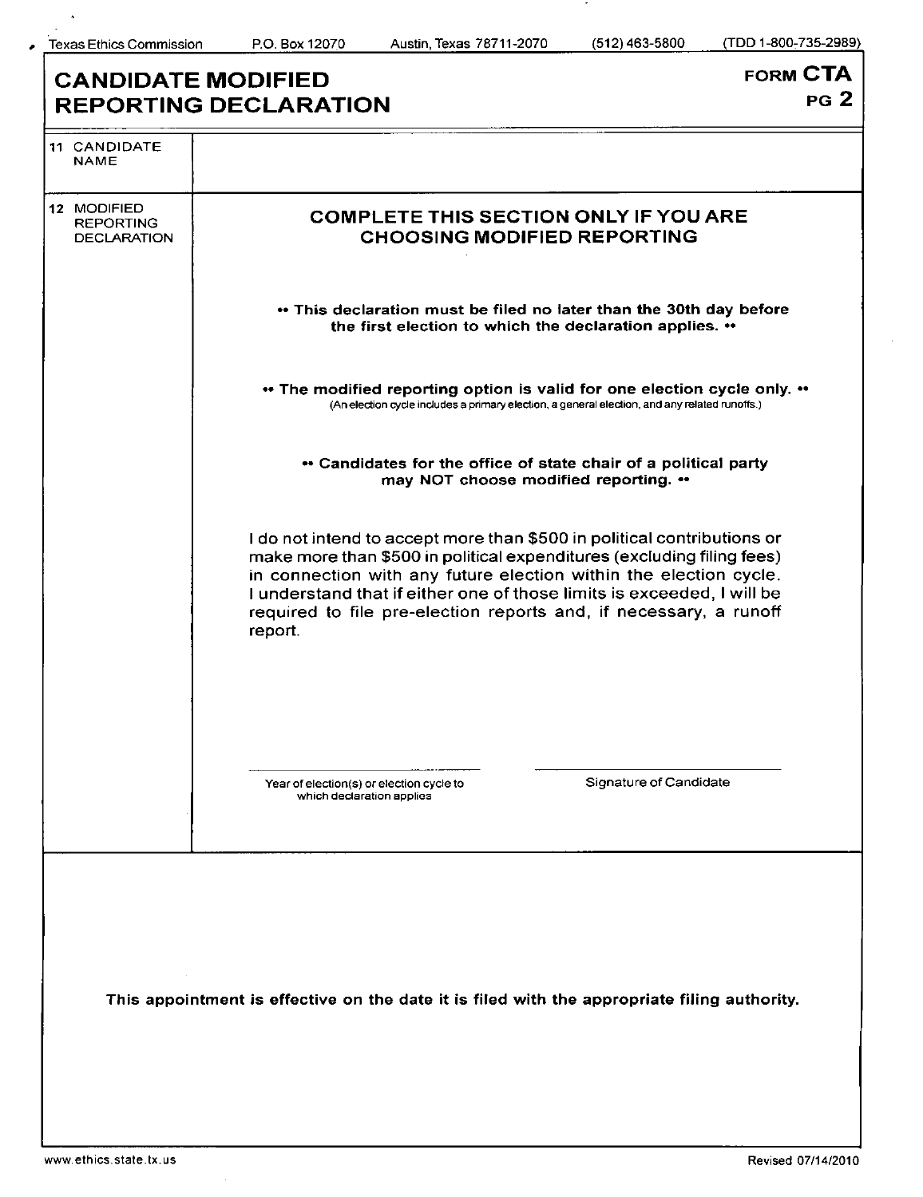# CANDIDATE MODIFIED REPORTING DECLARATION

**FORM CTA**
**PG 2**

11 CANDIDATE NAME

12 MODIFIED REPORTING DECLARATION

## COMPLETE THIS SECTION ONLY IF YOU ARE CHOOSING MODIFIED REPORTING

**•• This declaration must be filed no later than the 30th day before the first election to which the declaration applies. ••**

**•• The modified reporting option is valid for one election cycle only. ••**
(An election cycle includes a primary election, a general election, and any related runoffs.)

**•• Candidates for the office of state chair of a political party may NOT choose modified reporting. ••**

I do not intend to accept more than $500 in political contributions or make more than $500 in political expenditures (excluding filing fees) in connection with any future election within the election cycle. I understand that if either one of those limits is exceeded, I will be required to file pre-election reports and, if necessary, a runoff report.

Year of election(s) or election cycle to which declaration applies

Signature of Candidate

**This appointment is effective on the date it is filed with the appropriate filing authority.**